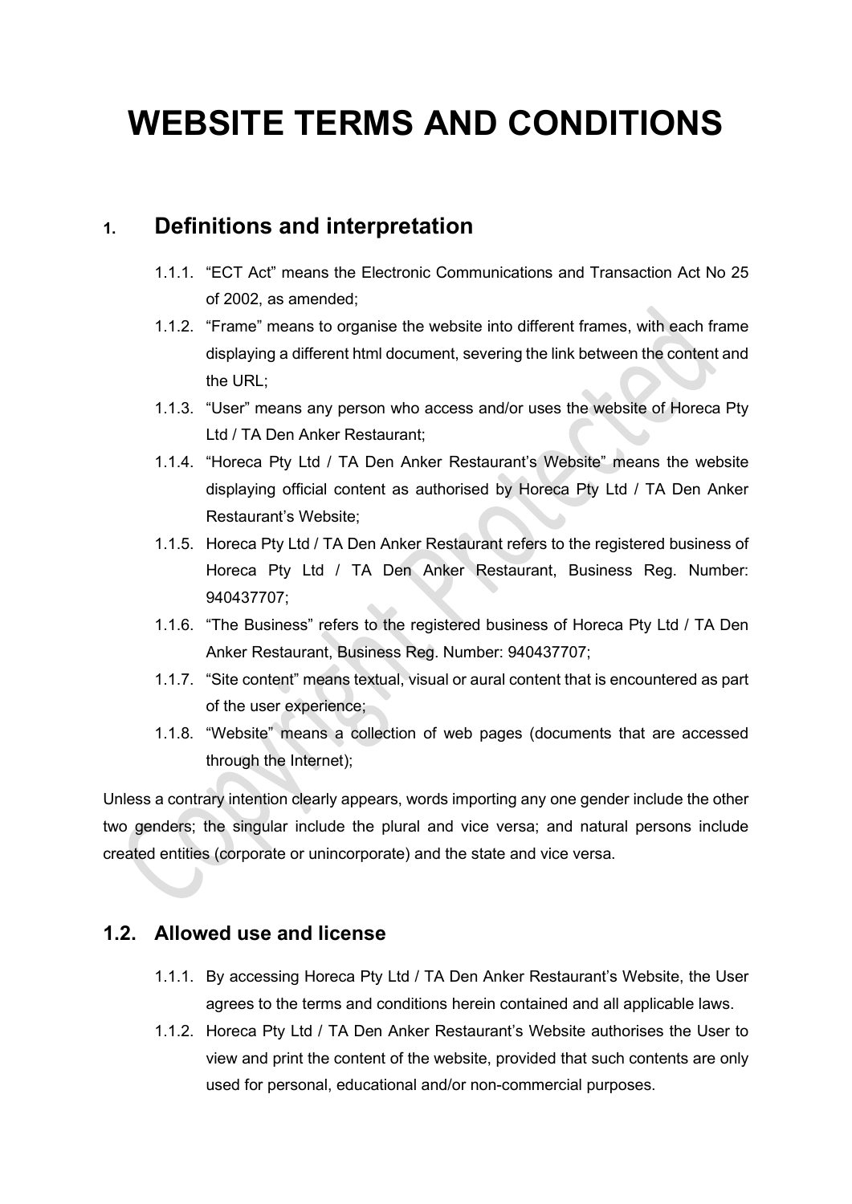# WEBSITE TERMS AND CONDITIONS

## 1. Definitions and interpretation

1.1.1. “ECT Act” means the Electronic Communications and Transaction Act No 25 of 2002, as amended;

1.1.2. “Frame” means to organise the website into different frames, with each frame displaying a different html document, severing the link between the content and the URL;

1.1.3. “User” means any person who access and/or uses the website of Horeca Pty Ltd / TA Den Anker Restaurant;

1.1.4. “Horeca Pty Ltd / TA Den Anker Restaurant’s Website” means the website displaying official content as authorised by Horeca Pty Ltd / TA Den Anker Restaurant’s Website;

1.1.5. Horeca Pty Ltd / TA Den Anker Restaurant refers to the registered business of Horeca Pty Ltd / TA Den Anker Restaurant, Business Reg. Number: 940437707;

1.1.6. “The Business” refers to the registered business of Horeca Pty Ltd / TA Den Anker Restaurant, Business Reg. Number: 940437707;

1.1.7. “Site content” means textual, visual or aural content that is encountered as part of the user experience;

1.1.8. “Website” means a collection of web pages (documents that are accessed through the Internet);

Unless a contrary intention clearly appears, words importing any one gender include the other two genders; the singular include the plural and vice versa; and natural persons include created entities (corporate or unincorporate) and the state and vice versa.

## 1.2. Allowed use and license

1.1.1. By accessing Horeca Pty Ltd / TA Den Anker Restaurant’s Website, the User agrees to the terms and conditions herein contained and all applicable laws.

1.1.2. Horeca Pty Ltd / TA Den Anker Restaurant’s Website authorises the User to view and print the content of the website, provided that such contents are only used for personal, educational and/or non-commercial purposes.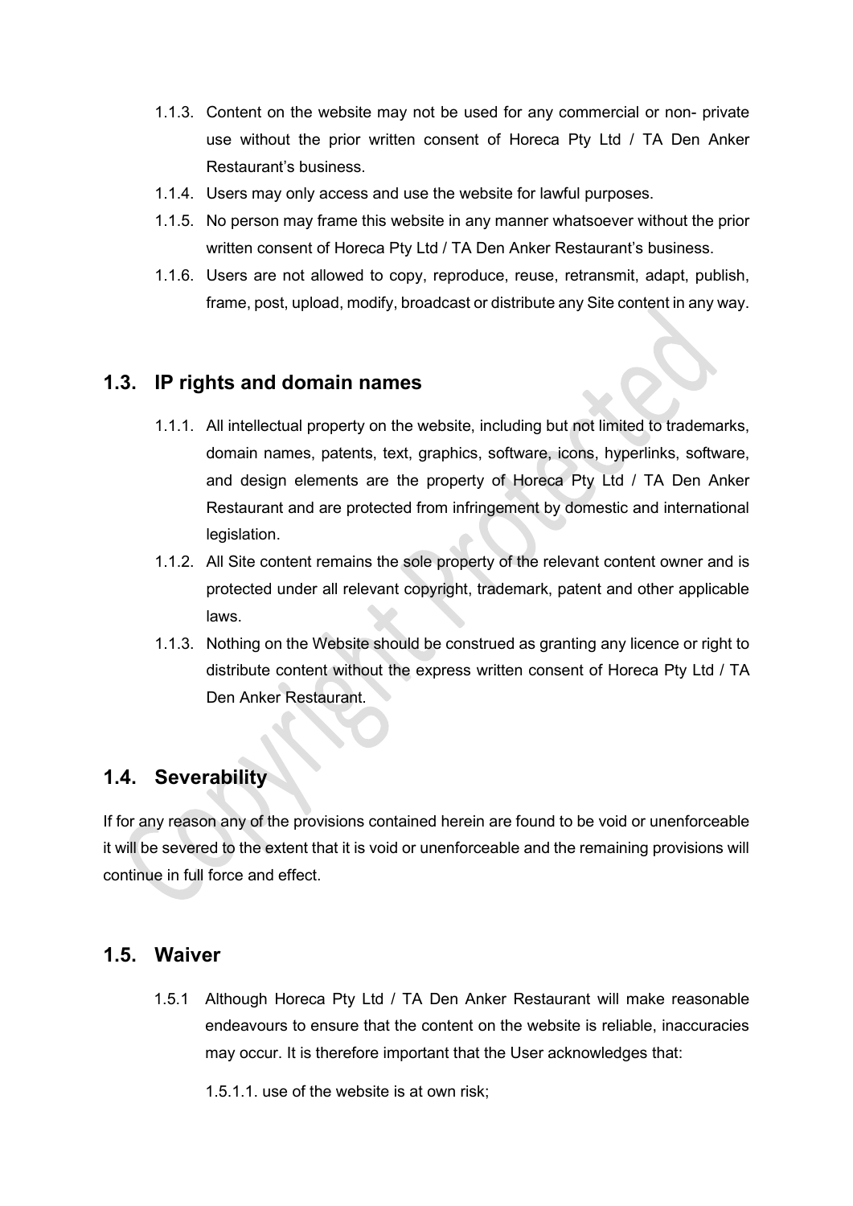1.1.3. Content on the website may not be used for any commercial or non- private use without the prior written consent of Horeca Pty Ltd / TA Den Anker Restaurant's business.

1.1.4. Users may only access and use the website for lawful purposes.

1.1.5. No person may frame this website in any manner whatsoever without the prior written consent of Horeca Pty Ltd / TA Den Anker Restaurant's business.

1.1.6. Users are not allowed to copy, reproduce, reuse, retransmit, adapt, publish, frame, post, upload, modify, broadcast or distribute any Site content in any way.

## 1.3. IP rights and domain names

1.1.1. All intellectual property on the website, including but not limited to trademarks, domain names, patents, text, graphics, software, icons, hyperlinks, software, and design elements are the property of Horeca Pty Ltd / TA Den Anker Restaurant and are protected from infringement by domestic and international legislation.

1.1.2. All Site content remains the sole property of the relevant content owner and is protected under all relevant copyright, trademark, patent and other applicable laws.

1.1.3. Nothing on the Website should be construed as granting any licence or right to distribute content without the express written consent of Horeca Pty Ltd / TA Den Anker Restaurant.

## 1.4. Severability

If for any reason any of the provisions contained herein are found to be void or unenforceable it will be severed to the extent that it is void or unenforceable and the remaining provisions will continue in full force and effect.

## 1.5. Waiver

1.5.1 Although Horeca Pty Ltd / TA Den Anker Restaurant will make reasonable endeavours to ensure that the content on the website is reliable, inaccuracies may occur. It is therefore important that the User acknowledges that:

1.5.1.1. use of the website is at own risk;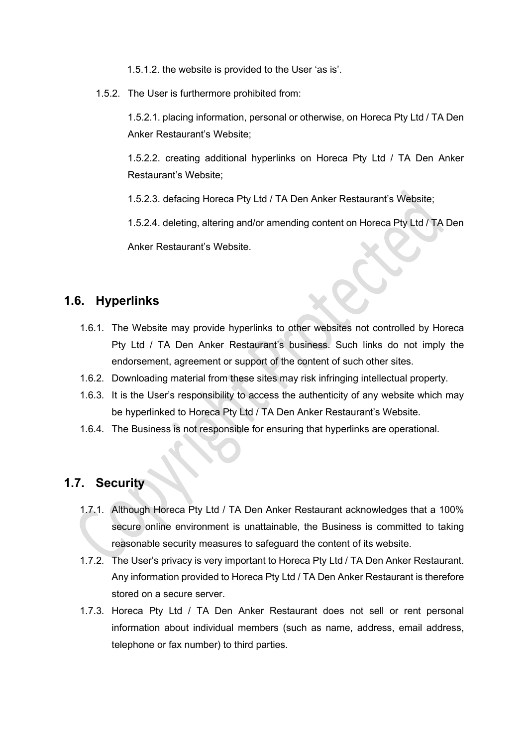1.5.1.2. the website is provided to the User 'as is'.

1.5.2. The User is furthermore prohibited from:

1.5.2.1. placing information, personal or otherwise, on Horeca Pty Ltd / TA Den Anker Restaurant's Website;

1.5.2.2. creating additional hyperlinks on Horeca Pty Ltd / TA Den Anker Restaurant's Website;

1.5.2.3. defacing Horeca Pty Ltd / TA Den Anker Restaurant's Website;

1.5.2.4. deleting, altering and/or amending content on Horeca Pty Ltd / TA Den Anker Restaurant's Website.

## 1.6. Hyperlinks

1.6.1. The Website may provide hyperlinks to other websites not controlled by Horeca Pty Ltd / TA Den Anker Restaurant's business. Such links do not imply the endorsement, agreement or support of the content of such other sites.

1.6.2. Downloading material from these sites may risk infringing intellectual property.

1.6.3. It is the User's responsibility to access the authenticity of any website which may be hyperlinked to Horeca Pty Ltd / TA Den Anker Restaurant's Website.

1.6.4. The Business is not responsible for ensuring that hyperlinks are operational.

## 1.7. Security

1.7.1. Although Horeca Pty Ltd / TA Den Anker Restaurant acknowledges that a 100% secure online environment is unattainable, the Business is committed to taking reasonable security measures to safeguard the content of its website.

1.7.2. The User's privacy is very important to Horeca Pty Ltd / TA Den Anker Restaurant. Any information provided to Horeca Pty Ltd / TA Den Anker Restaurant is therefore stored on a secure server.

1.7.3. Horeca Pty Ltd / TA Den Anker Restaurant does not sell or rent personal information about individual members (such as name, address, email address, telephone or fax number) to third parties.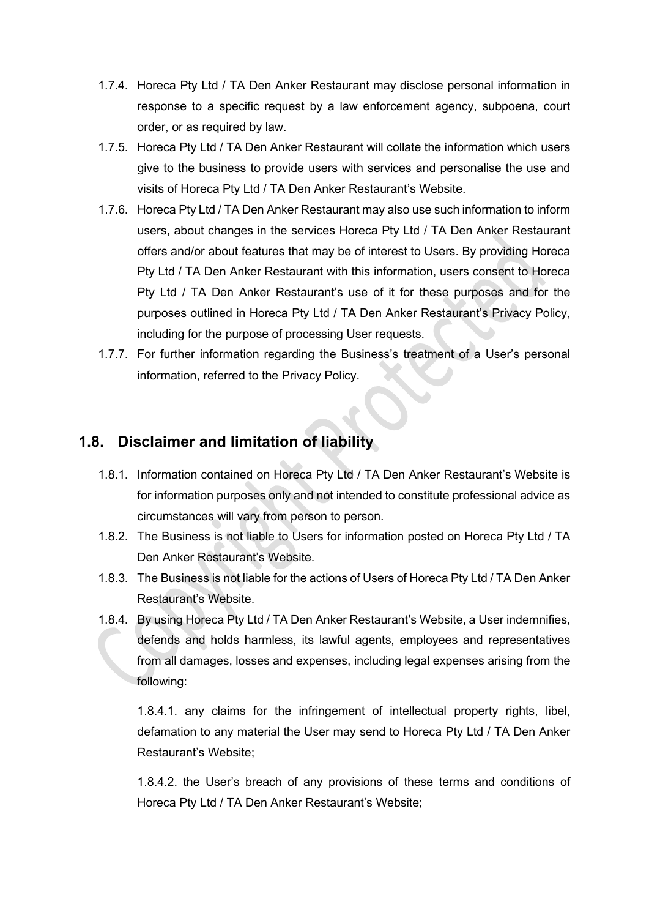1.7.4. Horeca Pty Ltd / TA Den Anker Restaurant may disclose personal information in response to a specific request by a law enforcement agency, subpoena, court order, or as required by law.

1.7.5. Horeca Pty Ltd / TA Den Anker Restaurant will collate the information which users give to the business to provide users with services and personalise the use and visits of Horeca Pty Ltd / TA Den Anker Restaurant's Website.

1.7.6. Horeca Pty Ltd / TA Den Anker Restaurant may also use such information to inform users, about changes in the services Horeca Pty Ltd / TA Den Anker Restaurant offers and/or about features that may be of interest to Users. By providing Horeca Pty Ltd / TA Den Anker Restaurant with this information, users consent to Horeca Pty Ltd / TA Den Anker Restaurant's use of it for these purposes and for the purposes outlined in Horeca Pty Ltd / TA Den Anker Restaurant's Privacy Policy, including for the purpose of processing User requests.

1.7.7. For further information regarding the Business's treatment of a User's personal information, referred to the Privacy Policy.

## 1.8. Disclaimer and limitation of liability

1.8.1. Information contained on Horeca Pty Ltd / TA Den Anker Restaurant's Website is for information purposes only and not intended to constitute professional advice as circumstances will vary from person to person.

1.8.2. The Business is not liable to Users for information posted on Horeca Pty Ltd / TA Den Anker Restaurant's Website.

1.8.3. The Business is not liable for the actions of Users of Horeca Pty Ltd / TA Den Anker Restaurant's Website.

1.8.4. By using Horeca Pty Ltd / TA Den Anker Restaurant's Website, a User indemnifies, defends and holds harmless, its lawful agents, employees and representatives from all damages, losses and expenses, including legal expenses arising from the following:

1.8.4.1. any claims for the infringement of intellectual property rights, libel, defamation to any material the User may send to Horeca Pty Ltd / TA Den Anker Restaurant's Website;

1.8.4.2. the User's breach of any provisions of these terms and conditions of Horeca Pty Ltd / TA Den Anker Restaurant's Website;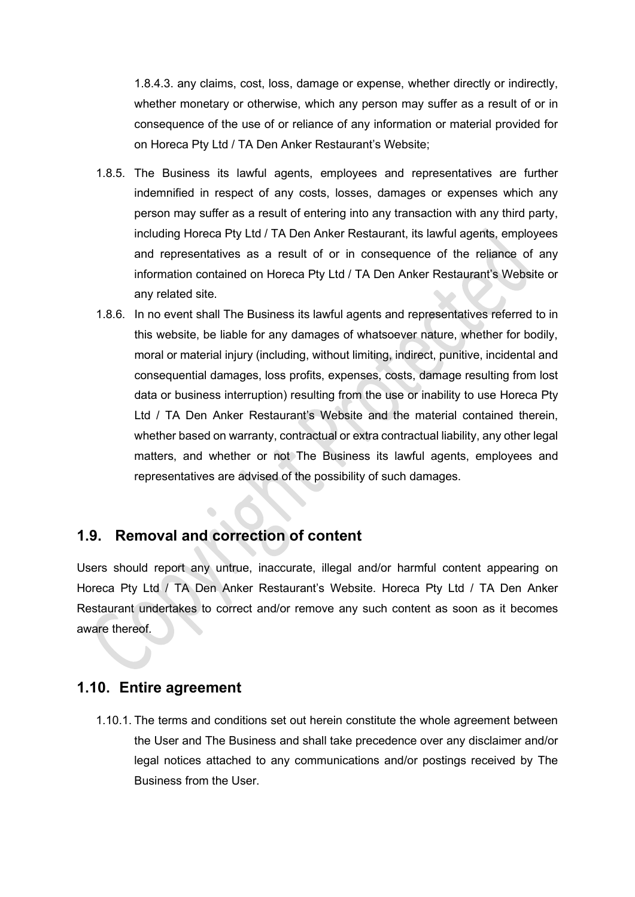1.8.4.3. any claims, cost, loss, damage or expense, whether directly or indirectly, whether monetary or otherwise, which any person may suffer as a result of or in consequence of the use of or reliance of any information or material provided for on Horeca Pty Ltd / TA Den Anker Restaurant's Website;

1.8.5. The Business its lawful agents, employees and representatives are further indemnified in respect of any costs, losses, damages or expenses which any person may suffer as a result of entering into any transaction with any third party, including Horeca Pty Ltd / TA Den Anker Restaurant, its lawful agents, employees and representatives as a result of or in consequence of the reliance of any information contained on Horeca Pty Ltd / TA Den Anker Restaurant's Website or any related site.

1.8.6. In no event shall The Business its lawful agents and representatives referred to in this website, be liable for any damages of whatsoever nature, whether for bodily, moral or material injury (including, without limiting, indirect, punitive, incidental and consequential damages, loss profits, expenses, costs, damage resulting from lost data or business interruption) resulting from the use or inability to use Horeca Pty Ltd / TA Den Anker Restaurant's Website and the material contained therein, whether based on warranty, contractual or extra contractual liability, any other legal matters, and whether or not The Business its lawful agents, employees and representatives are advised of the possibility of such damages.

## 1.9. Removal and correction of content

Users should report any untrue, inaccurate, illegal and/or harmful content appearing on Horeca Pty Ltd / TA Den Anker Restaurant's Website. Horeca Pty Ltd / TA Den Anker Restaurant undertakes to correct and/or remove any such content as soon as it becomes aware thereof.

## 1.10. Entire agreement

1.10.1. The terms and conditions set out herein constitute the whole agreement between the User and The Business and shall take precedence over any disclaimer and/or legal notices attached to any communications and/or postings received by The Business from the User.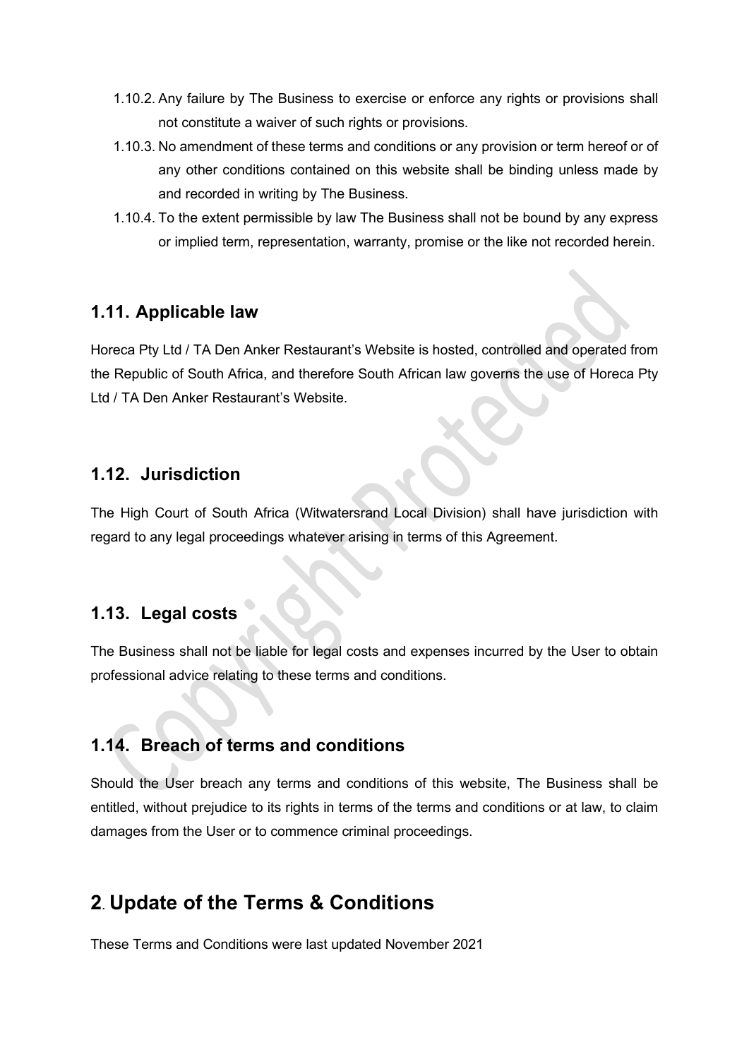1.10.2. Any failure by The Business to exercise or enforce any rights or provisions shall not constitute a waiver of such rights or provisions.

1.10.3. No amendment of these terms and conditions or any provision or term hereof or of any other conditions contained on this website shall be binding unless made by and recorded in writing by The Business.

1.10.4. To the extent permissible by law The Business shall not be bound by any express or implied term, representation, warranty, promise or the like not recorded herein.

## 1.11. Applicable law

Horeca Pty Ltd / TA Den Anker Restaurant's Website is hosted, controlled and operated from the Republic of South Africa, and therefore South African law governs the use of Horeca Pty Ltd / TA Den Anker Restaurant's Website.

## 1.12. Jurisdiction

The High Court of South Africa (Witwatersrand Local Division) shall have jurisdiction with regard to any legal proceedings whatever arising in terms of this Agreement.

## 1.13. Legal costs

The Business shall not be liable for legal costs and expenses incurred by the User to obtain professional advice relating to these terms and conditions.

## 1.14. Breach of terms and conditions

Should the User breach any terms and conditions of this website, The Business shall be entitled, without prejudice to its rights in terms of the terms and conditions or at law, to claim damages from the User or to commence criminal proceedings.

# 2. Update of the Terms & Conditions

These Terms and Conditions were last updated November 2021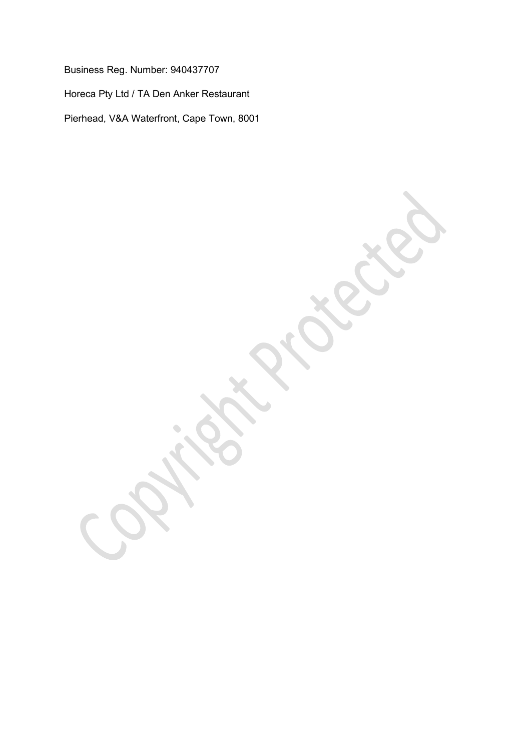Business Reg. Number: 940437707

Horeca Pty Ltd / TA Den Anker Restaurant

Pierhead, V&A Waterfront, Cape Town, 8001